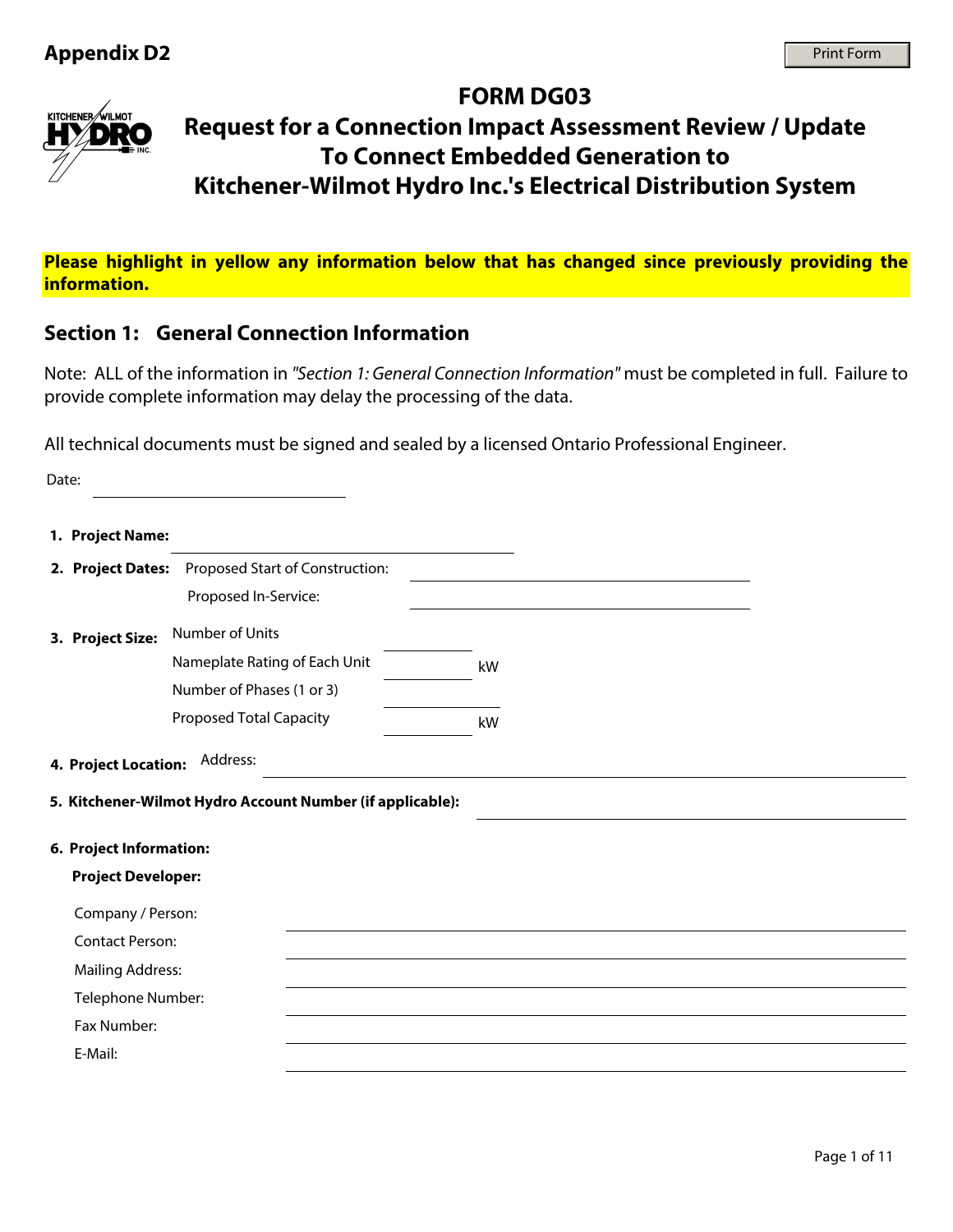**Appendix D2**

# FORM DG03

## Request for a Connection Impact Assessment Review / Update To Connect Embedded Generation to Kitchener-Wilmot Hydro Inc.'s Electrical Distribution System

**Please highlight in yellow any information below that has changed since previously providing the information.**

## Section 1: General Connection Information

Note: ALL of the information in *"Section 1: General Connection Information"* must be completed in full. Failure to provide complete information may delay the processing of the data.

All technical documents must be signed and sealed by a licensed Ontario Professional Engineer.

Date: ______________________

1. **Project Name:** ______________________

2. **Project Dates:** Proposed Start of Construction: ______________________

   Proposed In-Service: ______________________

3. **Project Size:** Number of Units ________

   Nameplate Rating of Each Unit ________ kW

   Number of Phases (1 or 3) ________

   Proposed Total Capacity ________ kW

4. **Project Location:** Address: ______________________

5. **Kitchener-Wilmot Hydro Account Number (if applicable):** ______________________

6. **Project Information:**

   **Project Developer:**

   Company / Person: ______________________

   Contact Person: ______________________

   Mailing Address: ______________________

   Telephone Number: ______________________

   Fax Number: ______________________

   E-Mail: ______________________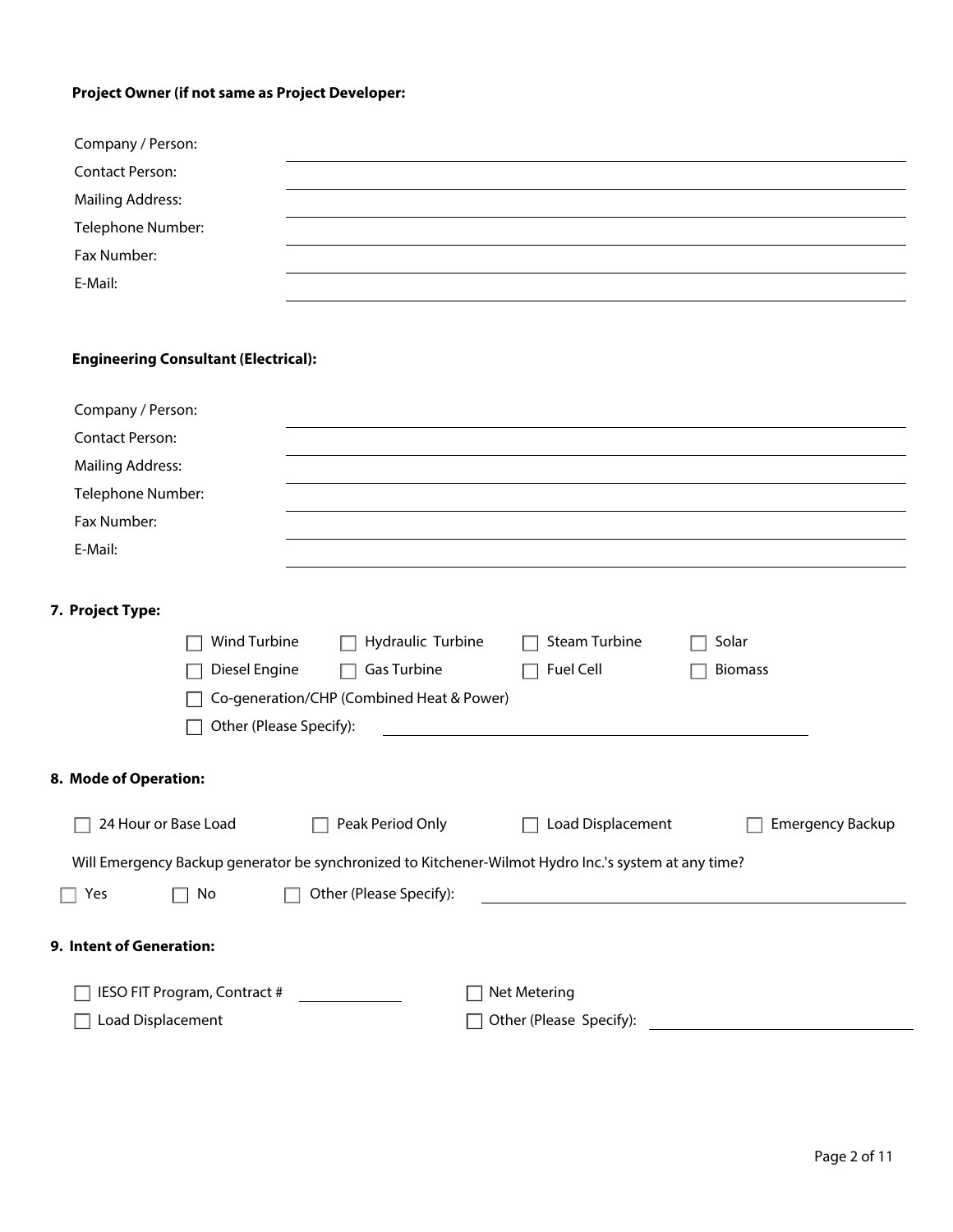**Project Owner (if not same as Project Developer:**

Company / Person: \_\_\_\_\_\_\_\_\_\_\_\_\_\_\_\_\_\_\_\_

Contact Person: \_\_\_\_\_\_\_\_\_\_\_\_\_\_\_\_\_\_\_\_

Mailing Address: \_\_\_\_\_\_\_\_\_\_\_\_\_\_\_\_\_\_\_\_

Telephone Number: \_\_\_\_\_\_\_\_\_\_\_\_\_\_\_\_\_\_\_\_

Fax Number: \_\_\_\_\_\_\_\_\_\_\_\_\_\_\_\_\_\_\_\_

E-Mail: \_\_\_\_\_\_\_\_\_\_\_\_\_\_\_\_\_\_\_\_

**Engineering Consultant (Electrical):**

Company / Person: \_\_\_\_\_\_\_\_\_\_\_\_\_\_\_\_\_\_\_\_

Contact Person: \_\_\_\_\_\_\_\_\_\_\_\_\_\_\_\_\_\_\_\_

Mailing Address: \_\_\_\_\_\_\_\_\_\_\_\_\_\_\_\_\_\_\_\_

Telephone Number: \_\_\_\_\_\_\_\_\_\_\_\_\_\_\_\_\_\_\_\_

Fax Number: \_\_\_\_\_\_\_\_\_\_\_\_\_\_\_\_\_\_\_\_

E-Mail: \_\_\_\_\_\_\_\_\_\_\_\_\_\_\_\_\_\_\_\_

**7. Project Type:**

- ☐ Wind Turbine
- ☐ Hydraulic Turbine
- ☐ Steam Turbine
- ☐ Solar
- ☐ Diesel Engine
- ☐ Gas Turbine
- ☐ Fuel Cell
- ☐ Biomass
- ☐ Co-generation/CHP (Combined Heat & Power)
- ☐ Other (Please Specify): \_\_\_\_\_\_\_\_\_\_\_\_\_\_\_\_\_\_\_\_

**8. Mode of Operation:**

- ☐ 24 Hour or Base Load
- ☐ Peak Period Only
- ☐ Load Displacement
- ☐ Emergency Backup

Will Emergency Backup generator be synchronized to Kitchener-Wilmot Hydro Inc.'s system at any time?

- ☐ Yes
- ☐ No
- ☐ Other (Please Specify): \_\_\_\_\_\_\_\_\_\_\_\_\_\_\_\_\_\_\_\_

**9. Intent of Generation:**

- ☐ IESO FIT Program, Contract # \_\_\_\_\_\_\_\_\_\_
- ☐ Net Metering
- ☐ Load Displacement
- ☐ Other (Please Specify): \_\_\_\_\_\_\_\_\_\_\_\_\_\_\_\_\_\_\_\_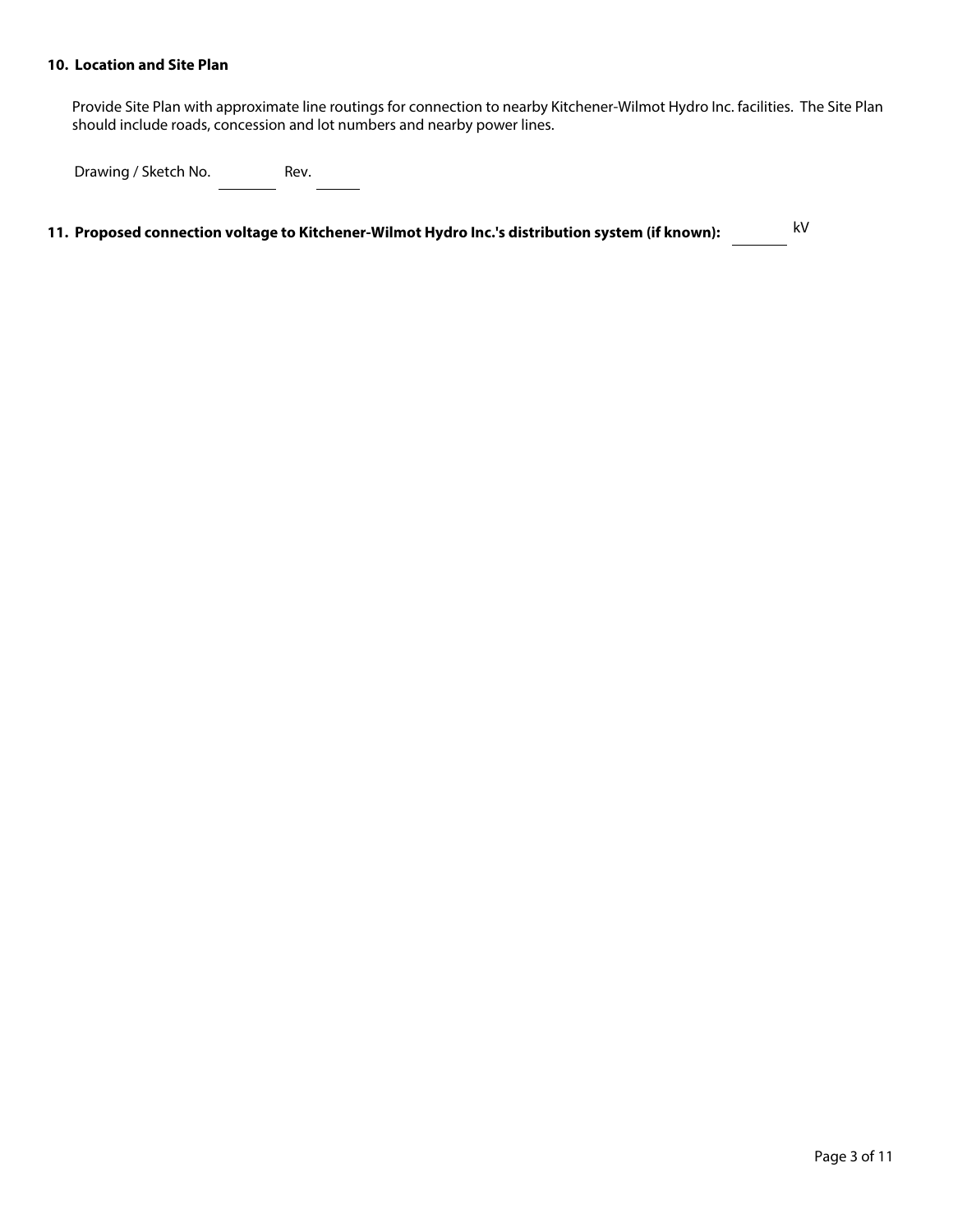**10. Location and Site Plan**

Provide Site Plan with approximate line routings for connection to nearby Kitchener-Wilmot Hydro Inc. facilities. The Site Plan should include roads, concession and lot numbers and nearby power lines.

Drawing / Sketch No. ________ Rev. ______

**11. Proposed connection voltage to Kitchener-Wilmot Hydro Inc.'s distribution system (if known):** ________ kV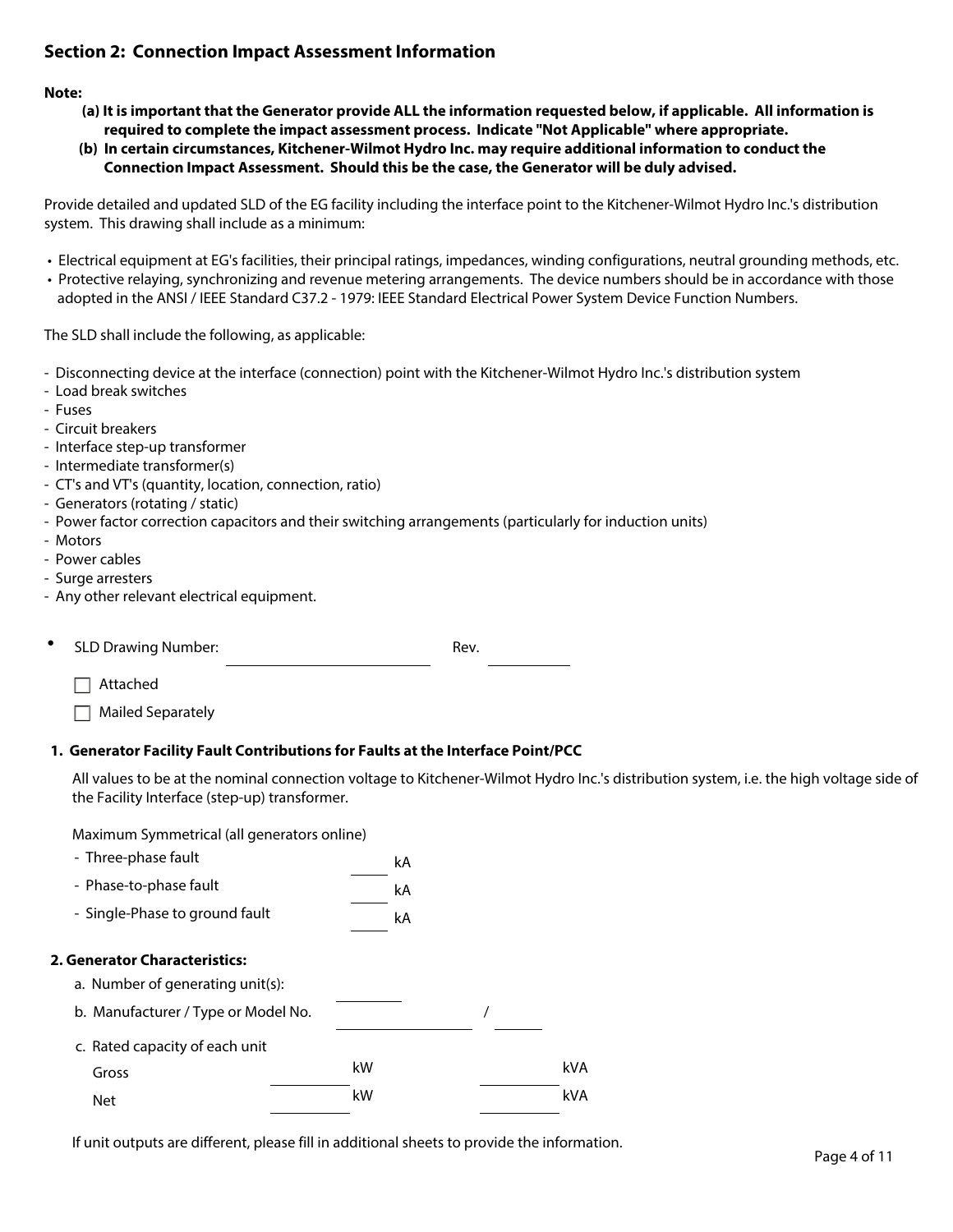## Section 2: Connection Impact Assessment Information

**Note:**

**(a) It is important that the Generator provide ALL the information requested below, if applicable. All information is required to complete the impact assessment process. Indicate "Not Applicable" where appropriate.**

**(b) In certain circumstances, Kitchener-Wilmot Hydro Inc. may require additional information to conduct the Connection Impact Assessment. Should this be the case, the Generator will be duly advised.**

Provide detailed and updated SLD of the EG facility including the interface point to the Kitchener-Wilmot Hydro Inc.'s distribution system. This drawing shall include as a minimum:

- Electrical equipment at EG's facilities, their principal ratings, impedances, winding configurations, neutral grounding methods, etc.
- Protective relaying, synchronizing and revenue metering arrangements. The device numbers should be in accordance with those adopted in the ANSI / IEEE Standard C37.2 - 1979: IEEE Standard Electrical Power System Device Function Numbers.

The SLD shall include the following, as applicable:

- Disconnecting device at the interface (connection) point with the Kitchener-Wilmot Hydro Inc.'s distribution system
- Load break switches
- Fuses
- Circuit breakers
- Interface step-up transformer
- Intermediate transformer(s)
- CT's and VT's (quantity, location, connection, ratio)
- Generators (rotating / static)
- Power factor correction capacitors and their switching arrangements (particularly for induction units)
- Motors
- Power cables
- Surge arresters
- Any other relevant electrical equipment.

- SLD Drawing Number: ______________ Rev. ________

  ☐ Attached

  ☐ Mailed Separately

**1. Generator Facility Fault Contributions for Faults at the Interface Point/PCC**

All values to be at the nominal connection voltage to Kitchener-Wilmot Hydro Inc.'s distribution system, i.e. the high voltage side of the Facility Interface (step-up) transformer.

Maximum Symmetrical (all generators online)

- Three-phase fault ______ kA
- Phase-to-phase fault ______ kA
- Single-Phase to ground fault ______ kA

**2. Generator Characteristics:**

a. Number of generating unit(s): ________

b. Manufacturer / Type or Model No. ______________ / ________

c. Rated capacity of each unit

| | | |
|---|---|---|
| Gross | ________ kW | ________ kVA |
| Net | ________ kW | ________ kVA |

If unit outputs are different, please fill in additional sheets to provide the information.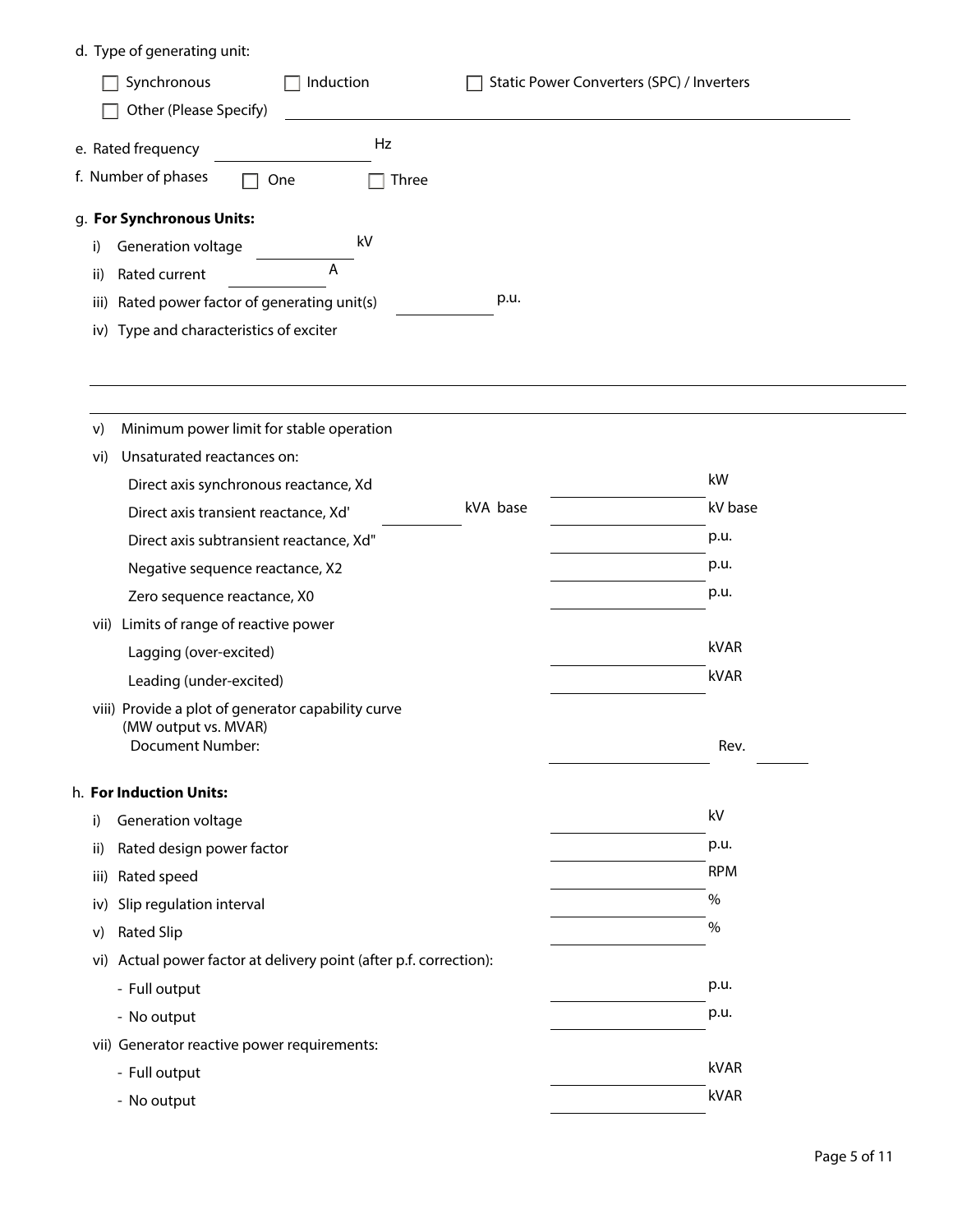d. Type of generating unit:

☐ Synchronous ☐ Induction ☐ Static Power Converters (SPC) / Inverters

☐ Other (Please Specify) \_\_\_\_\_\_\_\_\_\_\_\_\_\_\_\_\_\_\_\_\_\_\_\_\_\_\_\_\_\_

e. Rated frequency \_\_\_\_\_\_\_\_\_\_ Hz

f. Number of phases ☐ One ☐ Three

g. **For Synchronous Units:**

i) Generation voltage \_\_\_\_\_\_\_\_\_\_ kV

ii) Rated current \_\_\_\_\_\_\_\_\_\_ A

iii) Rated power factor of generating unit(s) \_\_\_\_\_\_\_\_\_\_ p.u.

iv) Type and characteristics of exciter

\_\_\_\_\_\_\_\_\_\_\_\_\_\_\_\_\_\_\_\_\_\_\_\_\_\_\_\_\_\_\_\_\_\_\_\_\_\_\_\_\_\_\_\_\_\_\_\_\_\_\_\_\_\_\_\_\_\_\_\_

\_\_\_\_\_\_\_\_\_\_\_\_\_\_\_\_\_\_\_\_\_\_\_\_\_\_\_\_\_\_\_\_\_\_\_\_\_\_\_\_\_\_\_\_\_\_\_\_\_\_\_\_\_\_\_\_\_\_\_\_

v) Minimum power limit for stable operation \_\_\_\_\_\_\_\_\_\_ kW

vi) Unsaturated reactances on: \_\_\_\_\_\_\_\_\_\_ kVA base \_\_\_\_\_\_\_\_\_\_ kV base

- Direct axis synchronous reactance, Xd \_\_\_\_\_\_\_\_\_\_
- Direct axis transient reactance, Xd' \_\_\_\_\_\_\_\_\_\_
- Direct axis subtransient reactance, Xd" \_\_\_\_\_\_\_\_\_\_ p.u.
- Negative sequence reactance, X2 \_\_\_\_\_\_\_\_\_\_ p.u.
- Zero sequence reactance, X0 \_\_\_\_\_\_\_\_\_\_ p.u.

vii) Limits of range of reactive power

- Lagging (over-excited) \_\_\_\_\_\_\_\_\_\_ kVAR
- Leading (under-excited) \_\_\_\_\_\_\_\_\_\_ kVAR

viii) Provide a plot of generator capability curve (MW output vs. MVAR)
Document Number: \_\_\_\_\_\_\_\_\_\_ Rev. \_\_\_\_\_

h. **For Induction Units:**

i) Generation voltage \_\_\_\_\_\_\_\_\_\_ kV

ii) Rated design power factor \_\_\_\_\_\_\_\_\_\_ p.u.

iii) Rated speed \_\_\_\_\_\_\_\_\_\_ RPM

iv) Slip regulation interval \_\_\_\_\_\_\_\_\_\_ %

v) Rated Slip \_\_\_\_\_\_\_\_\_\_ %

vi) Actual power factor at delivery point (after p.f. correction):

- Full output \_\_\_\_\_\_\_\_\_\_ p.u.
- No output \_\_\_\_\_\_\_\_\_\_ p.u.

vii) Generator reactive power requirements:

- Full output \_\_\_\_\_\_\_\_\_\_ kVAR
- No output \_\_\_\_\_\_\_\_\_\_ kVAR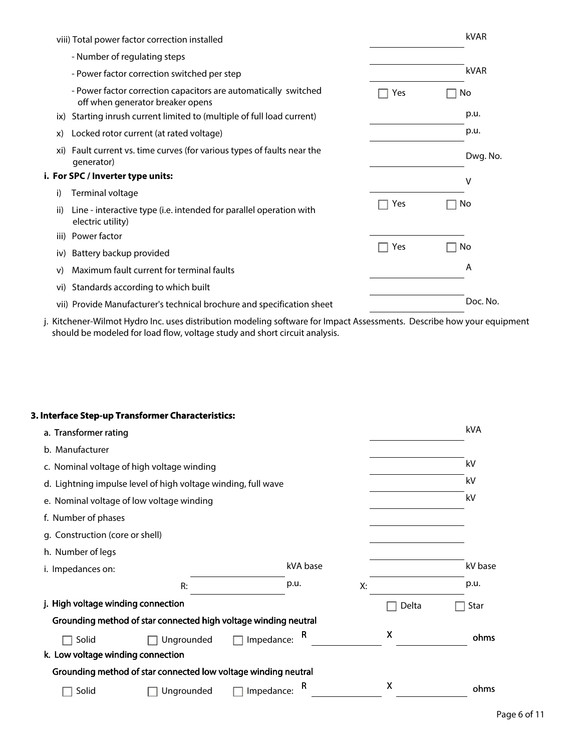viii) Total power factor correction installed ______ kVAR

- Number of regulating steps ______
- Power factor correction switched per step ______ kVAR
- Power factor correction capacitors are automatically switched off when generator breaker opens ☐ Yes ☐ No

ix) Starting inrush current limited to (multiple of full load current) ______ p.u.

x) Locked rotor current (at rated voltage) ______ p.u.

xi) Fault current vs. time curves (for various types of faults near the generator) ______ Dwg. No.

**i. For SPC / Inverter type units:**

i) Terminal voltage ______ V

ii) Line - interactive type (i.e. intended for parallel operation with electric utility) ☐ Yes ☐ No

iii) Power factor ______

iv) Battery backup provided ☐ Yes ☐ No

v) Maximum fault current for terminal faults ______ A

vi) Standards according to which built ______

vii) Provide Manufacturer's technical brochure and specification sheet ______ Doc. No.

j. Kitchener-Wilmot Hydro Inc. uses distribution modeling software for Impact Assessments. Describe how your equipment should be modeled for load flow, voltage study and short circuit analysis.

**3. Interface Step-up Transformer Characteristics:**

a. Transformer rating ______ kVA

b. Manufacturer ______

c. Nominal voltage of high voltage winding ______ kV

d. Lightning impulse level of high voltage winding, full wave ______ kV

e. Nominal voltage of low voltage winding ______ kV

f. Number of phases ______

g. Construction (core or shell) ______

h. Number of legs ______

i. Impedances on: ______ kVA base ______ kV base

R: ______ p.u. X: ______ p.u.

j. High voltage winding connection ☐ Delta ☐ Star

Grounding method of star connected high voltage winding neutral

☐ Solid ☐ Ungrounded ☐ Impedance: R ______ X ______ ohms

k. Low voltage winding connection

Grounding method of star connected low voltage winding neutral

☐ Solid ☐ Ungrounded ☐ Impedance: R ______ X ______ ohms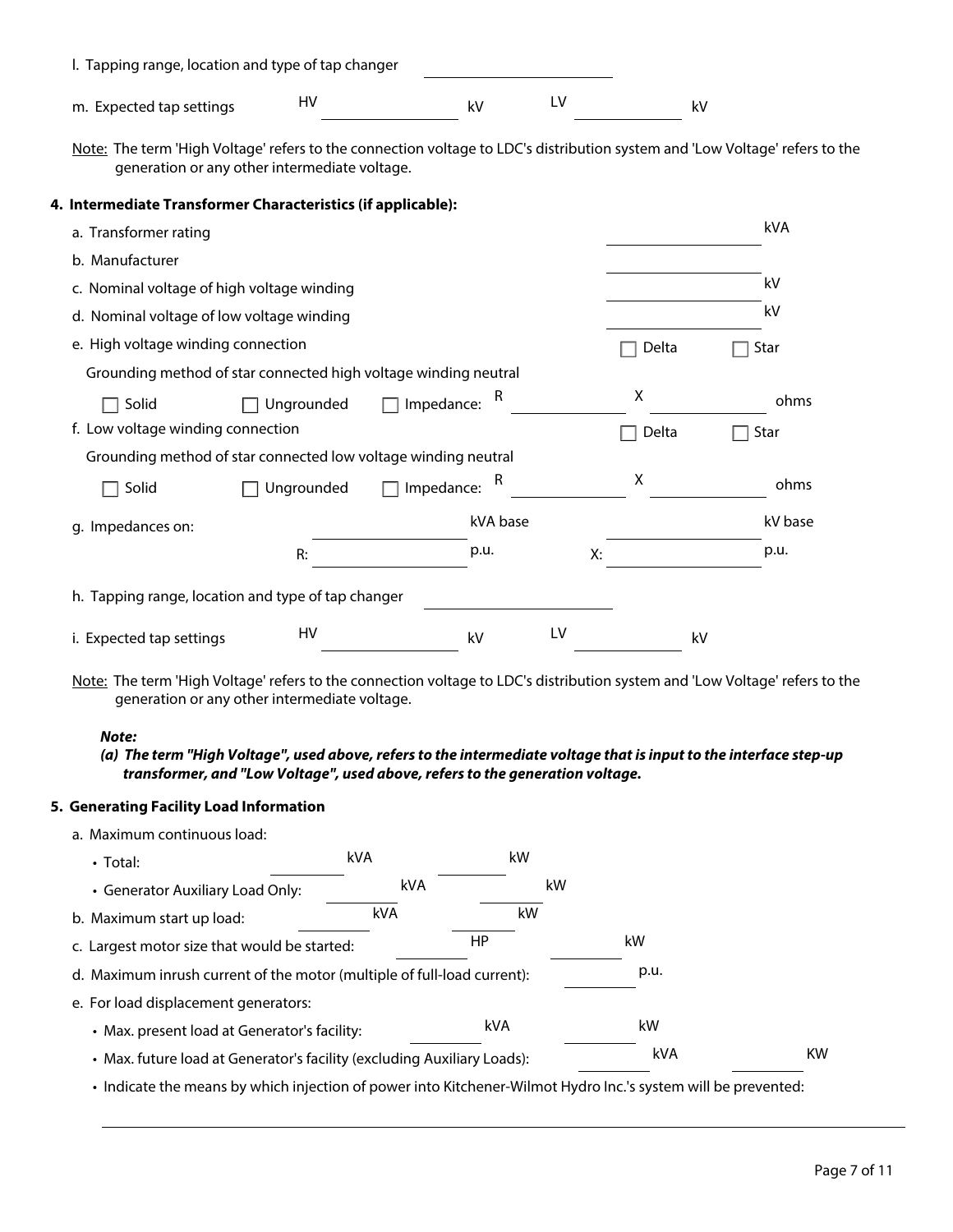l. Tapping range, location and type of tap changer ______________

m. Expected tap settings HV __________ kV LV __________ kV

Note: The term 'High Voltage' refers to the connection voltage to LDC's distribution system and 'Low Voltage' refers to the generation or any other intermediate voltage.

**4. Intermediate Transformer Characteristics (if applicable):**

a. Transformer rating __________ kVA

b. Manufacturer __________

c. Nominal voltage of high voltage winding __________ kV

d. Nominal voltage of low voltage winding __________ kV

e. High voltage winding connection ☐ Delta ☐ Star

Grounding method of star connected high voltage winding neutral

☐ Solid ☐ Ungrounded ☐ Impedance: R __________ X __________ ohms

f. Low voltage winding connection ☐ Delta ☐ Star

Grounding method of star connected low voltage winding neutral

☐ Solid ☐ Ungrounded ☐ Impedance: R __________ X __________ ohms

g. Impedances on: __________ kVA base __________ kV base

R: __________ p.u. X: __________ p.u.

h. Tapping range, location and type of tap changer ______________

i. Expected tap settings HV __________ kV LV __________ kV

Note: The term 'High Voltage' refers to the connection voltage to LDC's distribution system and 'Low Voltage' refers to the generation or any other intermediate voltage.

***Note:***

***(a) The term "High Voltage", used above, refers to the intermediate voltage that is input to the interface step-up transformer, and "Low Voltage", used above, refers to the generation voltage.***

**5. Generating Facility Load Information**

a. Maximum continuous load:

- Total: __________ kVA __________ kW
- Generator Auxiliary Load Only: __________ kVA __________ kW

b. Maximum start up load: __________ kVA __________ kW

c. Largest motor size that would be started: __________ HP __________ kW

d. Maximum inrush current of the motor (multiple of full-load current): __________ p.u.

e. For load displacement generators:

- Max. present load at Generator's facility: __________ kVA __________ kW
- Max. future load at Generator's facility (excluding Auxiliary Loads): __________ kVA __________ KW
- Indicate the means by which injection of power into Kitchener-Wilmot Hydro Inc.'s system will be prevented:

______________________________________________________________________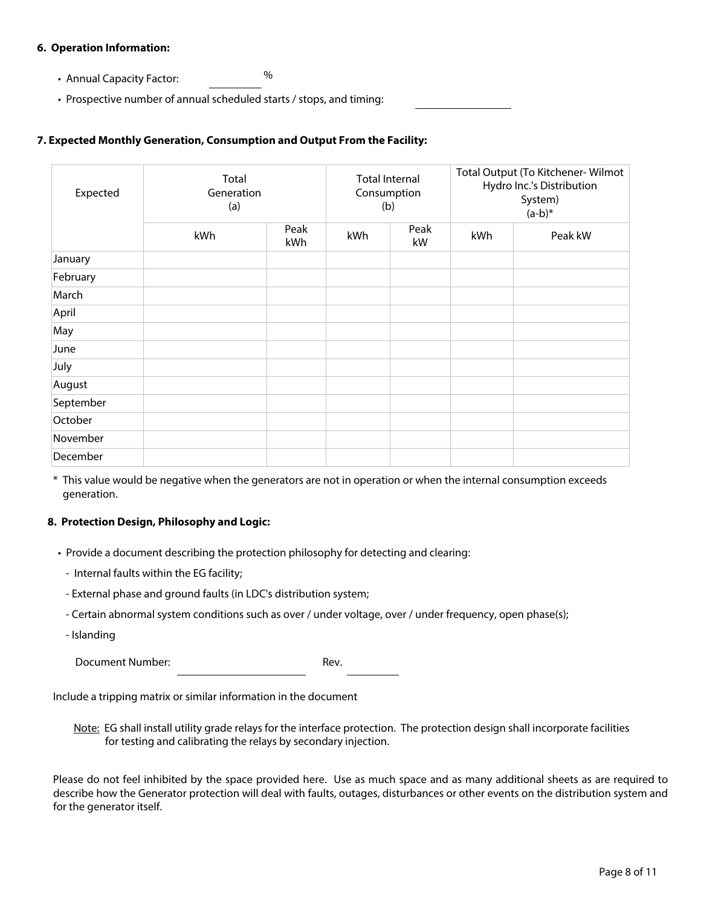**6. Operation Information:**

- Annual Capacity Factor: ________ %
- Prospective number of annual scheduled starts / stops, and timing: ______________

**7. Expected Monthly Generation, Consumption and Output From the Facility:**

| Expected | Total Generation (a) | | Total Internal Consumption (b) | | Total Output (To Kitchener- Wilmot Hydro Inc.'s Distribution System) (a-b)* | |
|---|---|---|---|---|---|---|
| | kWh | Peak kWh | kWh | Peak kW | kWh | Peak kW |
| January | | | | | | |
| February | | | | | | |
| March | | | | | | |
| April | | | | | | |
| May | | | | | | |
| June | | | | | | |
| July | | | | | | |
| August | | | | | | |
| September | | | | | | |
| October | | | | | | |
| November | | | | | | |
| December | | | | | | |

\* This value would be negative when the generators are not in operation or when the internal consumption exceeds generation.

**8. Protection Design, Philosophy and Logic:**

- Provide a document describing the protection philosophy for detecting and clearing:
  - Internal faults within the EG facility;
  - External phase and ground faults (in LDC's distribution system;
  - Certain abnormal system conditions such as over / under voltage, over / under frequency, open phase(s);
  - Islanding

Document Number: ______________ Rev. ________

Include a tripping matrix or similar information in the document

Note: EG shall install utility grade relays for the interface protection. The protection design shall incorporate facilities for testing and calibrating the relays by secondary injection.

Please do not feel inhibited by the space provided here. Use as much space and as many additional sheets as are required to describe how the Generator protection will deal with faults, outages, disturbances or other events on the distribution system and for the generator itself.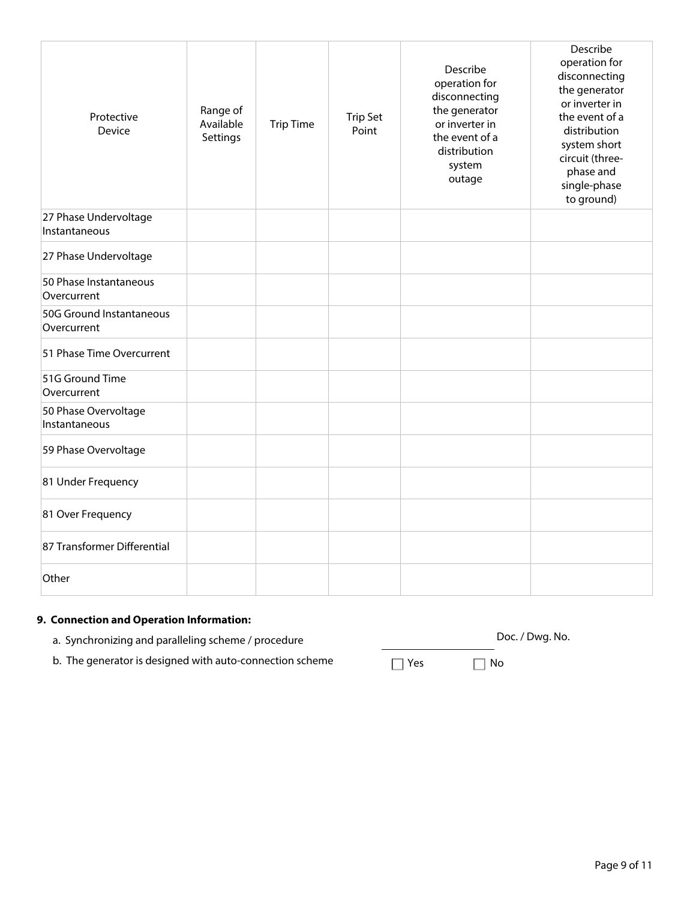| Protective Device | Range of Available Settings | Trip Time | Trip Set Point | Describe operation for disconnecting the generator or inverter in the event of a distribution system outage | Describe operation for disconnecting the generator or inverter in the event of a distribution system short circuit (three-phase and single-phase to ground) |
|---|---|---|---|---|---|
| 27 Phase Undervoltage Instantaneous | | | | | |
| 27 Phase Undervoltage | | | | | |
| 50 Phase Instantaneous Overcurrent | | | | | |
| 50G Ground Instantaneous Overcurrent | | | | | |
| 51 Phase Time Overcurrent | | | | | |
| 51G Ground Time Overcurrent | | | | | |
| 50 Phase Overvoltage Instantaneous | | | | | |
| 59 Phase Overvoltage | | | | | |
| 81 Under Frequency | | | | | |
| 81 Over Frequency | | | | | |
| 87 Transformer Differential | | | | | |
| Other | | | | | |

**9. Connection and Operation Information:**

a. Synchronizing and paralleling scheme / procedure \_\_\_\_\_\_\_\_\_\_\_\_\_\_\_\_ Doc. / Dwg. No.

b. The generator is designed with auto-connection scheme ☐ Yes ☐ No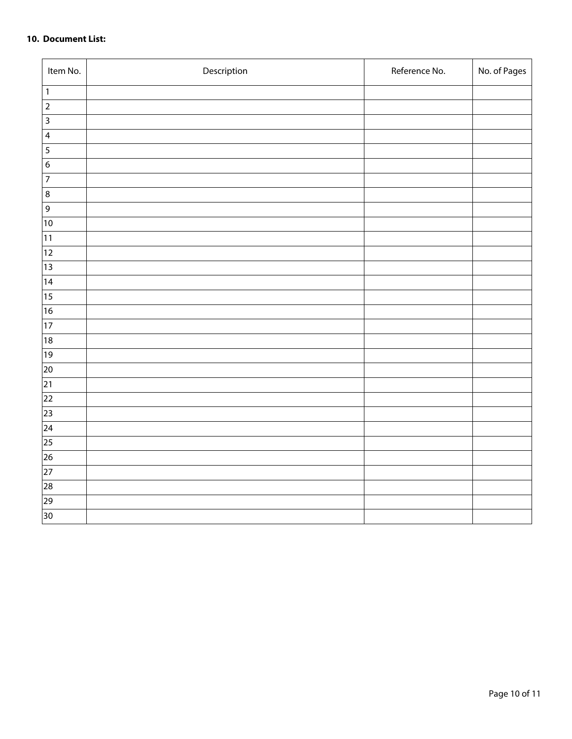**10. Document List:**

| Item No. | Description | Reference No. | No. of Pages |
|---|---|---|---|
| 1 | | | |
| 2 | | | |
| 3 | | | |
| 4 | | | |
| 5 | | | |
| 6 | | | |
| 7 | | | |
| 8 | | | |
| 9 | | | |
| 10 | | | |
| 11 | | | |
| 12 | | | |
| 13 | | | |
| 14 | | | |
| 15 | | | |
| 16 | | | |
| 17 | | | |
| 18 | | | |
| 19 | | | |
| 20 | | | |
| 21 | | | |
| 22 | | | |
| 23 | | | |
| 24 | | | |
| 25 | | | |
| 26 | | | |
| 27 | | | |
| 28 | | | |
| 29 | | | |
| 30 | | | |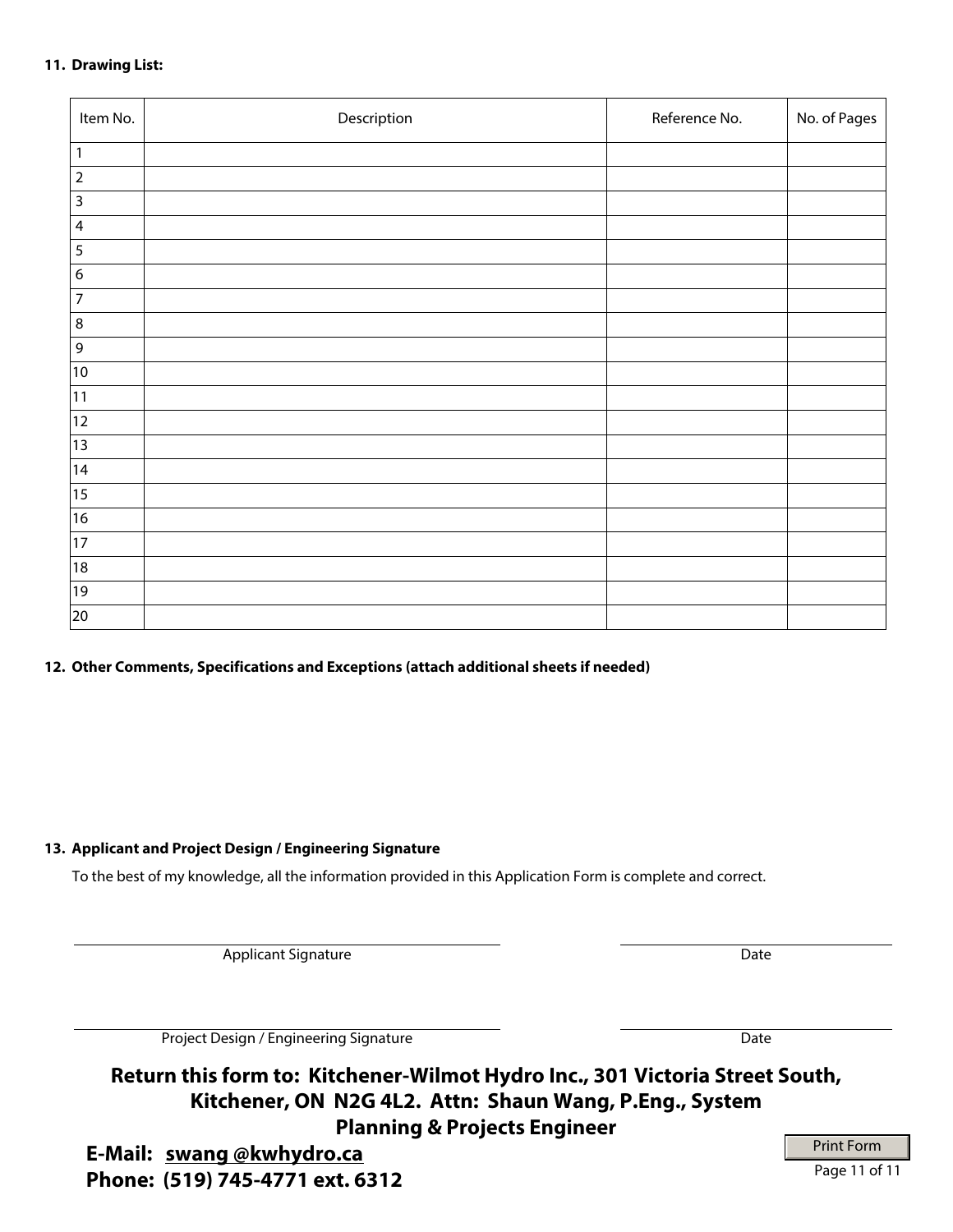**11. Drawing List:**

| Item No. | Description | Reference No. | No. of Pages |
|---|---|---|---|
| 1 | | | |
| 2 | | | |
| 3 | | | |
| 4 | | | |
| 5 | | | |
| 6 | | | |
| 7 | | | |
| 8 | | | |
| 9 | | | |
| 10 | | | |
| 11 | | | |
| 12 | | | |
| 13 | | | |
| 14 | | | |
| 15 | | | |
| 16 | | | |
| 17 | | | |
| 18 | | | |
| 19 | | | |
| 20 | | | |

**12. Other Comments, Specifications and Exceptions (attach additional sheets if needed)**

**13. Applicant and Project Design / Engineering Signature**

To the best of my knowledge, all the information provided in this Application Form is complete and correct.

\_\_\_\_\_\_\_\_\_\_\_\_\_\_\_\_\_\_\_\_\_\_\_\_\_\_\_\_\_\_ Applicant Signature

\_\_\_\_\_\_\_\_\_\_\_\_\_\_\_\_\_\_\_\_ Date

\_\_\_\_\_\_\_\_\_\_\_\_\_\_\_\_\_\_\_\_\_\_\_\_\_\_\_\_\_\_ Project Design / Engineering Signature

\_\_\_\_\_\_\_\_\_\_\_\_\_\_\_\_\_\_\_\_ Date

**Return this form to: Kitchener-Wilmot Hydro Inc., 301 Victoria Street South, Kitchener, ON N2G 4L2. Attn: Shaun Wang, P.Eng., System Planning & Projects Engineer**

**E-Mail: swang @kwhydro.ca**

**Phone: (519) 745-4771 ext. 6312**

Print Form